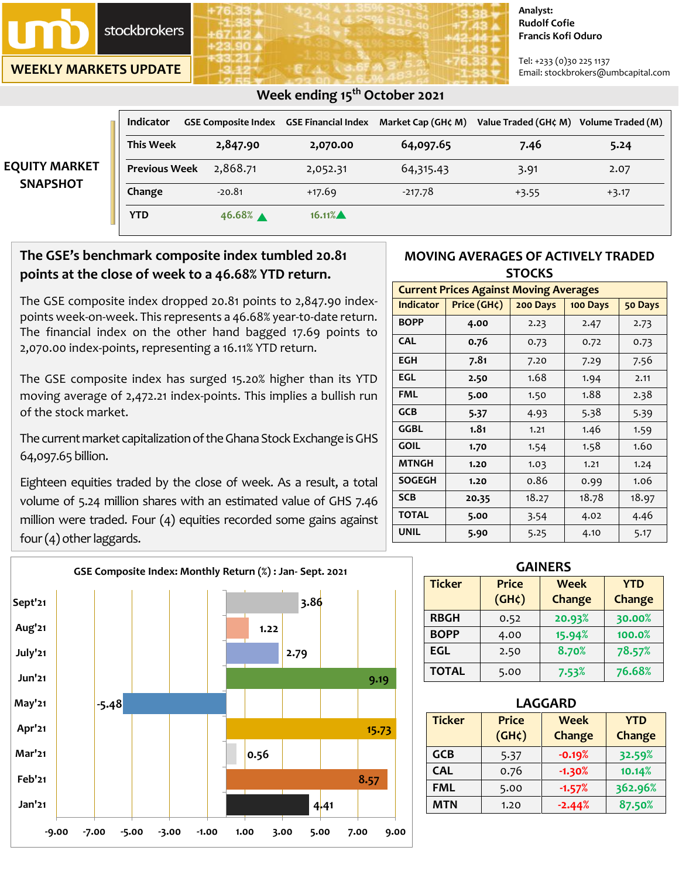# WEEKLY MARKETS UPDATE

umb stockbrokers

Analyst:
Rudolf Cofie
Francis Kofi Oduro

Tel: +233 (0)30 225 1137
Email: stockbrokers@umbcapital.com

## Week ending 15th October 2021

### EQUITY MARKET SNAPSHOT

| Indicator | GSE Composite Index | GSE Financial Index | Market Cap (GH¢ M) | Value Traded (GH¢ M) | Volume Traded (M) |
|---|---|---|---|---|---|
| This Week | 2,847.90 | 2,070.00 | 64,097.65 | 7.46 | 5.24 |
| Previous Week | 2,868.71 | 2,052.31 | 64,315.43 | 3.91 | 2.07 |
| Change | -20.81 | +17.69 | -217.78 | +3.55 | +3.17 |
| YTD | 46.68% ▲ | 16.11%▲ | | | |

### The GSE's benchmark composite index tumbled 20.81 points at the close of week to a 46.68% YTD return.

The GSE composite index dropped 20.81 points to 2,847.90 index-points week-on-week. This represents a 46.68% year-to-date return. The financial index on the other hand bagged 17.69 points to 2,070.00 index-points, representing a 16.11% YTD return.

The GSE composite index has surged 15.20% higher than its YTD moving average of 2,472.21 index-points. This implies a bullish run of the stock market.

The current market capitalization of the Ghana Stock Exchange is GHS 64,097.65 billion.

Eighteen equities traded by the close of week. As a result, a total volume of 5.24 million shares with an estimated value of GHS 7.46 million were traded. Four (4) equities recorded some gains against four (4) other laggards.

### MOVING AVERAGES OF ACTIVELY TRADED STOCKS

Current Prices Against Moving Averages

| Indicator | Price (GH¢) | 200 Days | 100 Days | 50 Days |
|---|---|---|---|---|
| BOPP | 4.00 | 2.23 | 2.47 | 2.73 |
| CAL | 0.76 | 0.73 | 0.72 | 0.73 |
| EGH | 7.81 | 7.20 | 7.29 | 7.56 |
| EGL | 2.50 | 1.68 | 1.94 | 2.11 |
| FML | 5.00 | 1.50 | 1.88 | 2.38 |
| GCB | 5.37 | 4.93 | 5.38 | 5.39 |
| GGBL | 1.81 | 1.21 | 1.46 | 1.59 |
| GOIL | 1.70 | 1.54 | 1.58 | 1.60 |
| MTNGH | 1.20 | 1.03 | 1.21 | 1.24 |
| SOGEGH | 1.20 | 0.86 | 0.99 | 1.06 |
| SCB | 20.35 | 18.27 | 18.78 | 18.97 |
| TOTAL | 5.00 | 3.54 | 4.02 | 4.46 |
| UNIL | 5.90 | 5.25 | 4.10 | 5.17 |

### GSE Composite Index: Monthly Return (%) : Jan- Sept. 2021

| Month | Return (%) |
|---|---|
| Sept'21 | 3.86 |
| Aug'21 | 1.22 |
| July'21 | 2.79 |
| Jun'21 | 9.19 |
| May'21 | -5.48 |
| Apr'21 | 15.73 |
| Mar'21 | 0.56 |
| Feb'21 | 8.57 |
| Jan'21 | 4.41 |

### GAINERS

| Ticker | Price (GH¢) | Week Change | YTD Change |
|---|---|---|---|
| RBGH | 0.52 | 20.93% | 30.00% |
| BOPP | 4.00 | 15.94% | 100.0% |
| EGL | 2.50 | 8.70% | 78.57% |
| TOTAL | 5.00 | 7.53% | 76.68% |

### LAGGARD

| Ticker | Price (GH¢) | Week Change | YTD Change |
|---|---|---|---|
| GCB | 5.37 | -0.19% | 32.59% |
| CAL | 0.76 | -1.30% | 10.14% |
| FML | 5.00 | -1.57% | 362.96% |
| MTN | 1.20 | -2.44% | 87.50% |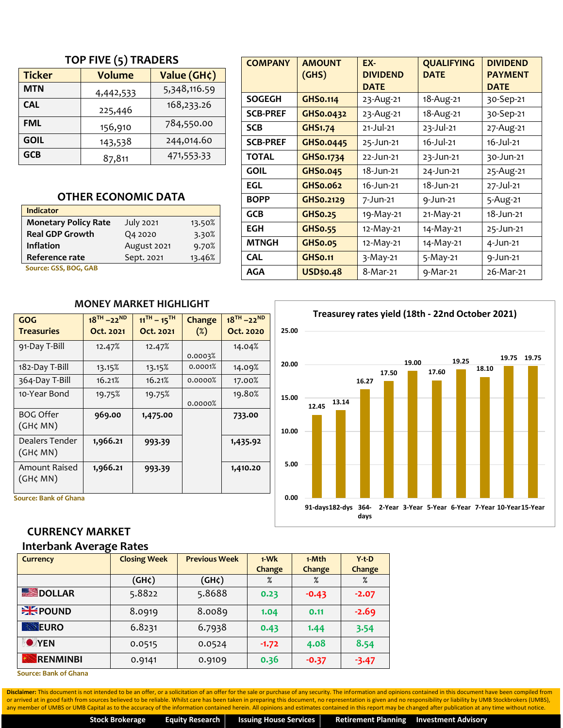## TOP FIVE (5) TRADERS

| Ticker | Volume | Value (GH¢) |
|---|---|---|
| MTN | 4,442,533 | 5,348,116.59 |
| CAL | 225,446 | 168,233.26 |
| FML | 156,910 | 784,550.00 |
| GOIL | 143,538 | 244,014.60 |
| GCB | 87,811 | 471,553.33 |

| COMPANY | AMOUNT (GHS) | EX-DIVIDEND DATE | QUALIFYING DATE | DIVIDEND PAYMENT DATE |
|---|---|---|---|---|
| SOGEGH | GHS0.114 | 23-Aug-21 | 18-Aug-21 | 30-Sep-21 |
| SCB-PREF | GHS0.0432 | 23-Aug-21 | 18-Aug-21 | 30-Sep-21 |
| SCB | GHS1.74 | 21-Jul-21 | 23-Jul-21 | 27-Aug-21 |
| SCB-PREF | GHS0.0445 | 25-Jun-21 | 16-Jul-21 | 16-Jul-21 |
| TOTAL | GHS0.1734 | 22-Jun-21 | 23-Jun-21 | 30-Jun-21 |
| GOIL | GHS0.045 | 18-Jun-21 | 24-Jun-21 | 25-Aug-21 |
| EGL | GHS0.062 | 16-Jun-21 | 18-Jun-21 | 27-Jul-21 |
| BOPP | GHS0.2129 | 7-Jun-21 | 9-Jun-21 | 5-Aug-21 |
| GCB | GHS0.25 | 19-May-21 | 21-May-21 | 18-Jun-21 |
| EGH | GHS0.55 | 12-May-21 | 14-May-21 | 25-Jun-21 |
| MTNGH | GHS0.05 | 12-May-21 | 14-May-21 | 4-Jun-21 |
| CAL | GHS0.11 | 3-May-21 | 5-May-21 | 9-Jun-21 |
| AGA | USD$0.48 | 8-Mar-21 | 9-Mar-21 | 26-Mar-21 |

## OTHER ECONOMIC DATA

| Indicator | | |
|---|---|---|
| Monetary Policy Rate | July 2021 | 13.50% |
| Real GDP Growth | Q4 2020 | 3.30% |
| Inflation | August 2021 | 9.70% |
| Reference rate | Sept. 2021 | 13.46% |

Source: GSS, BOG, GAB

## MONEY MARKET HIGHLIGHT

| GOG Treasuries | 18TH –22ND Oct. 2021 | 11TH – 15TH Oct. 2021 | Change (%) | 18TH –22ND Oct. 2020 |
|---|---|---|---|---|
| 91-Day T-Bill | 12.47% | 12.47% | 0.0003% | 14.04% |
| 182-Day T-Bill | 13.15% | 13.15% | 0.0001% | 14.09% |
| 364-Day T-Bill | 16.21% | 16.21% | 0.0000% | 17.00% |
| 10-Year Bond | 19.75% | 19.75% | 0.0000% | 19.80% |
| BOG Offer (GH¢ MN) | 969.00 | 1,475.00 | | 733.00 |
| Dealers Tender (GH¢ MN) | 1,966.21 | 993.39 | | 1,435.92 |
| Amount Raised (GH¢ MN) | 1,966.21 | 993.39 | | 1,410.20 |

Source: Bank of Ghana

Treasurey rates yield (18th - 22nd October 2021)

25.00
20.00
15.00
10.00
5.00
0.00

12.45 13.14 16.27 17.50 19.00 17.60 19.25 18.10 19.75 19.75

91-days 182-dys 364-days 2-Year 3-Year 5-Year 6-Year 7-Year 10-Year 15-Year

## CURRENCY MARKET

### Interbank Average Rates

| Currency | Closing Week | Previous Week | 1-Wk Change | 1-Mth Change | Y-t-D Change |
|---|---|---|---|---|---|
| | (GH¢) | (GH¢) | % | % | % |
| DOLLAR | 5.8822 | 5.8688 | 0.23 | -0.43 | -2.07 |
| POUND | 8.0919 | 8.0089 | 1.04 | 0.11 | -2.69 |
| EURO | 6.8231 | 6.7938 | 0.43 | 1.44 | 3.54 |
| YEN | 0.0515 | 0.0524 | -1.72 | 4.08 | 8.54 |
| RENMINBI | 0.9141 | 0.9109 | 0.36 | -0.37 | -3.47 |

Source: Bank of Ghana

**Disclaimer:** This document is not intended to be an offer, or a solicitation of an offer for the sale or purchase of any security. The information and opinions contained in this document have been compiled from or arrived at in good faith from sources believed to be reliable. Whilst care has been taken in preparing this document, no representation is given and no responsibility or liability by UMB Stockbrokers (UMBS), any member of UMBS or UMB Capital as to the accuracy of the information contained herein. All opinions and estimates contained in this report may be changed after publication at any time without notice.

Stock Brokerage | Equity Research | Issuing House Services | Retirement Planning | Investment Advisory